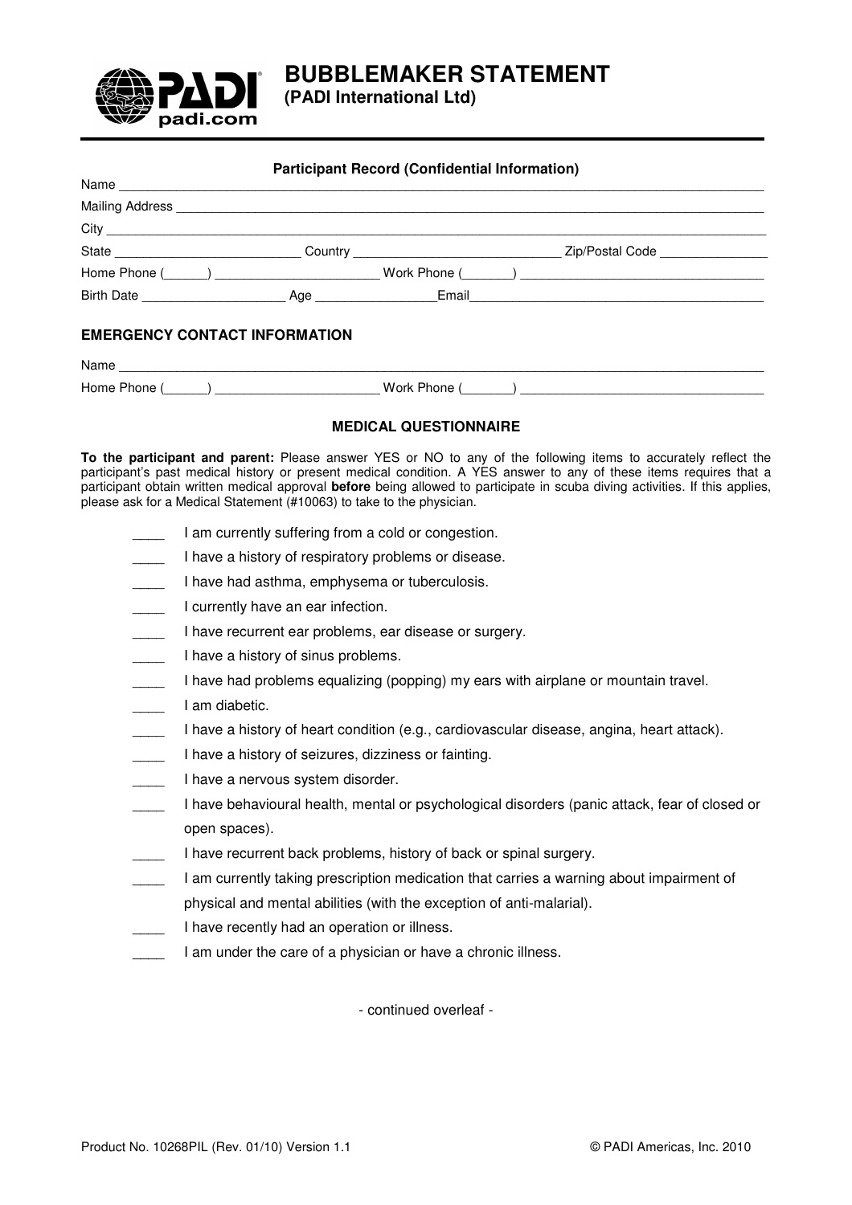# BUBBLEMAKER STATEMENT

**(PADI International Ltd)**

### Participant Record (Confidential Information)

Name ____________________________________________

Mailing Address ____________________________________________

City ____________________________________________

State ______________________ Country ______________________ Zip/Postal Code ______________

Home Phone (______) ______________________ Work Phone (_______) ______________________

Birth Date ____________________ Age ________________ Email ______________________

## EMERGENCY CONTACT INFORMATION

Name ____________________________________________

Home Phone (______) ______________________ Work Phone (_______) ______________________

### MEDICAL QUESTIONNAIRE

**To the participant and parent:** Please answer YES or NO to any of the following items to accurately reflect the participant's past medical history or present medical condition. A YES answer to any of these items requires that a participant obtain written medical approval **before** being allowed to participate in scuba diving activities. If this applies, please ask for a Medical Statement (#10063) to take to the physician.

____ I am currently suffering from a cold or congestion.

____ I have a history of respiratory problems or disease.

____ I have had asthma, emphysema or tuberculosis.

____ I currently have an ear infection.

____ I have recurrent ear problems, ear disease or surgery.

____ I have a history of sinus problems.

____ I have had problems equalizing (popping) my ears with airplane or mountain travel.

____ I am diabetic.

____ I have a history of heart condition (e.g., cardiovascular disease, angina, heart attack).

____ I have a history of seizures, dizziness or fainting.

____ I have a nervous system disorder.

____ I have behavioural health, mental or psychological disorders (panic attack, fear of closed or open spaces).

____ I have recurrent back problems, history of back or spinal surgery.

____ I am currently taking prescription medication that carries a warning about impairment of physical and mental abilities (with the exception of anti-malarial).

____ I have recently had an operation or illness.

____ I am under the care of a physician or have a chronic illness.

- continued overleaf -

Product No. 10268PIL (Rev. 01/10) Version 1.1 © PADI Americas, Inc. 2010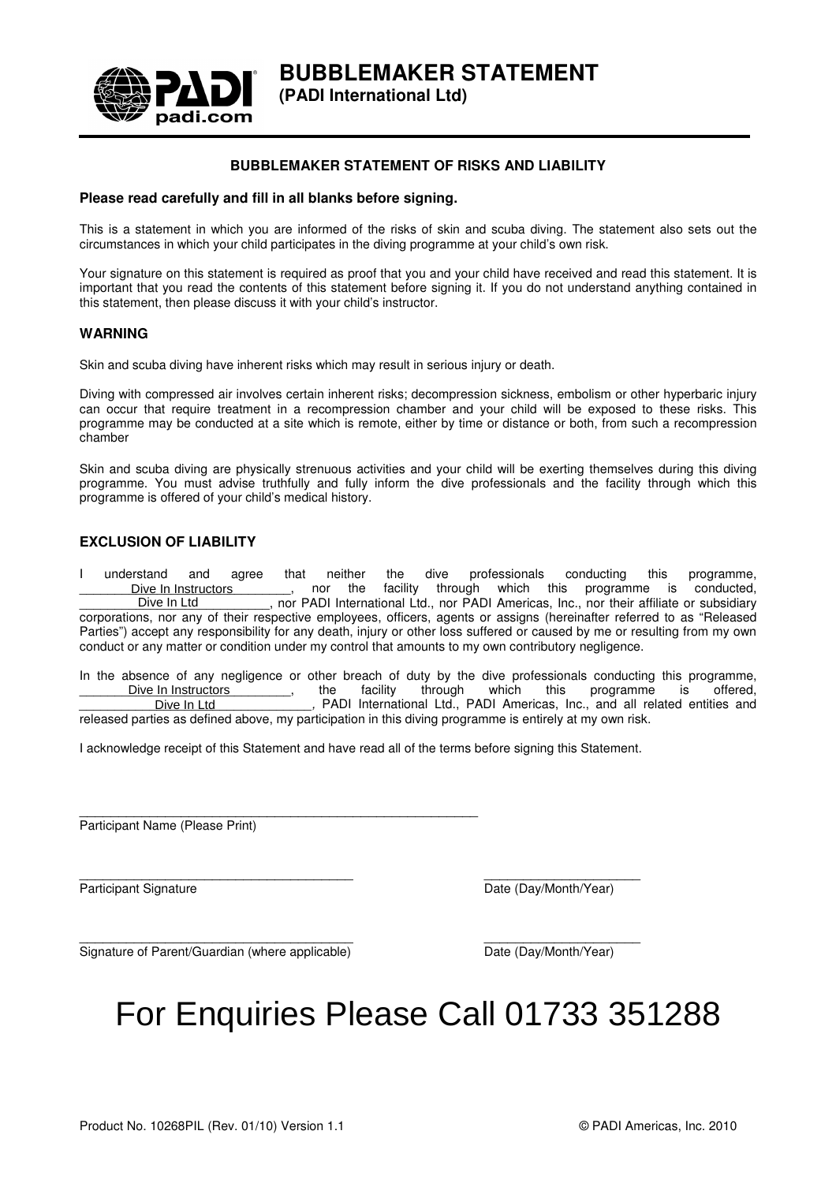# BUBBLEMAKER STATEMENT

**(PADI International Ltd)**

### BUBBLEMAKER STATEMENT OF RISKS AND LIABILITY

**Please read carefully and fill in all blanks before signing.**

This is a statement in which you are informed of the risks of skin and scuba diving. The statement also sets out the circumstances in which your child participates in the diving programme at your child's own risk.

Your signature on this statement is required as proof that you and your child have received and read this statement. It is important that you read the contents of this statement before signing it. If you do not understand anything contained in this statement, then please discuss it with your child's instructor.

### WARNING

Skin and scuba diving have inherent risks which may result in serious injury or death.

Diving with compressed air involves certain inherent risks; decompression sickness, embolism or other hyperbaric injury can occur that require treatment in a recompression chamber and your child will be exposed to these risks. This programme may be conducted at a site which is remote, either by time or distance or both, from such a recompression chamber

Skin and scuba diving are physically strenuous activities and your child will be exerting themselves during this diving programme. You must advise truthfully and fully inform the dive professionals and the facility through which this programme is offered of your child's medical history.

### EXCLUSION OF LIABILITY

I understand and agree that neither the dive professionals conducting this programme, Dive In Instructors, nor the facility through which this programme is conducted, Dive In Ltd, nor PADI International Ltd., nor PADI Americas, Inc., nor their affiliate or subsidiary corporations, nor any of their respective employees, officers, agents or assigns (hereinafter referred to as "Released Parties") accept any responsibility for any death, injury or other loss suffered or caused by me or resulting from my own conduct or any matter or condition under my control that amounts to my own contributory negligence.

In the absence of any negligence or other breach of duty by the dive professionals conducting this programme, Dive In Instructors, the facility through which this programme is offered, Dive In Ltd, PADI International Ltd., PADI Americas, Inc., and all related entities and released parties as defined above, my participation in this diving programme is entirely at my own risk.

I acknowledge receipt of this Statement and have read all of the terms before signing this Statement.

\_\_\_\_\_\_\_\_\_\_\_\_\_\_\_\_\_\_\_\_\_\_\_\_\_\_\_\_\_\_\_\_\_\_\_\_\_\_\_\_
Participant Name (Please Print)

\_\_\_\_\_\_\_\_\_\_\_\_\_\_\_\_\_\_\_\_\_\_\_\_\_\_\_\_\_\_ \_\_\_\_\_\_\_\_\_\_\_\_\_\_\_\_
Participant Signature — Date (Day/Month/Year)

\_\_\_\_\_\_\_\_\_\_\_\_\_\_\_\_\_\_\_\_\_\_\_\_\_\_\_\_\_\_ \_\_\_\_\_\_\_\_\_\_\_\_\_\_\_\_
Signature of Parent/Guardian (where applicable) — Date (Day/Month/Year)

# For Enquiries Please Call 01733 351288

Product No. 10268PIL (Rev. 01/10) Version 1.1 © PADI Americas, Inc. 2010